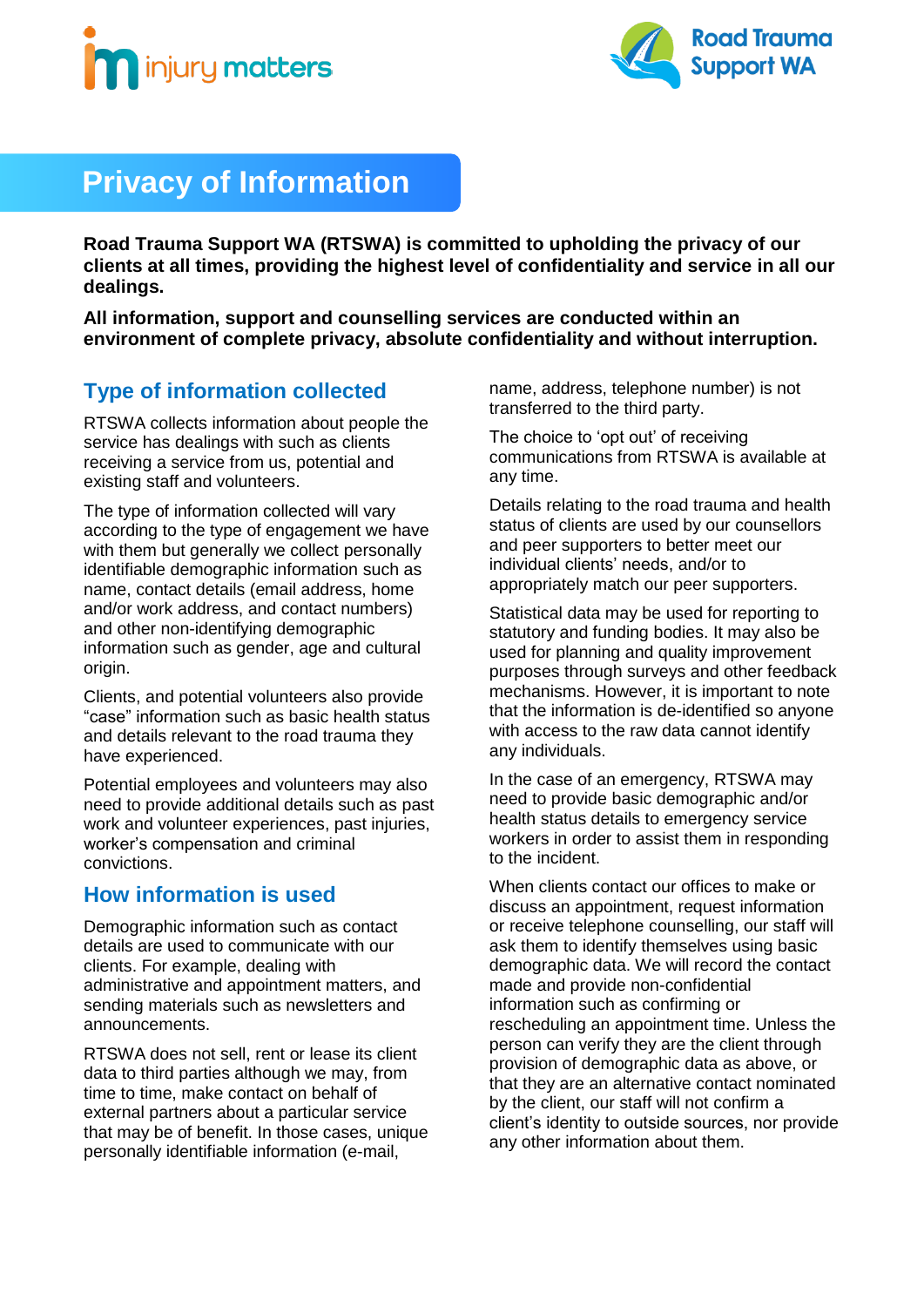# Privacy of Information

**Road Trauma Support WA (RTSWA) is committed to upholding the privacy of our clients at all times, providing the highest level of confidentiality and service in all our dealings.**

**All information, support and counselling services are conducted within an environment of complete privacy, absolute confidentiality and without interruption.**

## Type of information collected

RTSWA collects information about people the service has dealings with such as clients receiving a service from us, potential and existing staff and volunteers.

The type of information collected will vary according to the type of engagement we have with them but generally we collect personally identifiable demographic information such as name, contact details (email address, home and/or work address, and contact numbers) and other non-identifying demographic information such as gender, age and cultural origin.

Clients, and potential volunteers also provide "case" information such as basic health status and details relevant to the road trauma they have experienced.

Potential employees and volunteers may also need to provide additional details such as past work and volunteer experiences, past injuries, worker's compensation and criminal convictions.

## How information is used

Demographic information such as contact details are used to communicate with our clients. For example, dealing with administrative and appointment matters, and sending materials such as newsletters and announcements.

RTSWA does not sell, rent or lease its client data to third parties although we may, from time to time, make contact on behalf of external partners about a particular service that may be of benefit. In those cases, unique personally identifiable information (e-mail, name, address, telephone number) is not transferred to the third party.

The choice to 'opt out' of receiving communications from RTSWA is available at any time.

Details relating to the road trauma and health status of clients are used by our counsellors and peer supporters to better meet our individual clients' needs, and/or to appropriately match our peer supporters.

Statistical data may be used for reporting to statutory and funding bodies. It may also be used for planning and quality improvement purposes through surveys and other feedback mechanisms. However, it is important to note that the information is de-identified so anyone with access to the raw data cannot identify any individuals.

In the case of an emergency, RTSWA may need to provide basic demographic and/or health status details to emergency service workers in order to assist them in responding to the incident.

When clients contact our offices to make or discuss an appointment, request information or receive telephone counselling, our staff will ask them to identify themselves using basic demographic data. We will record the contact made and provide non-confidential information such as confirming or rescheduling an appointment time. Unless the person can verify they are the client through provision of demographic data as above, or that they are an alternative contact nominated by the client, our staff will not confirm a client's identity to outside sources, nor provide any other information about them.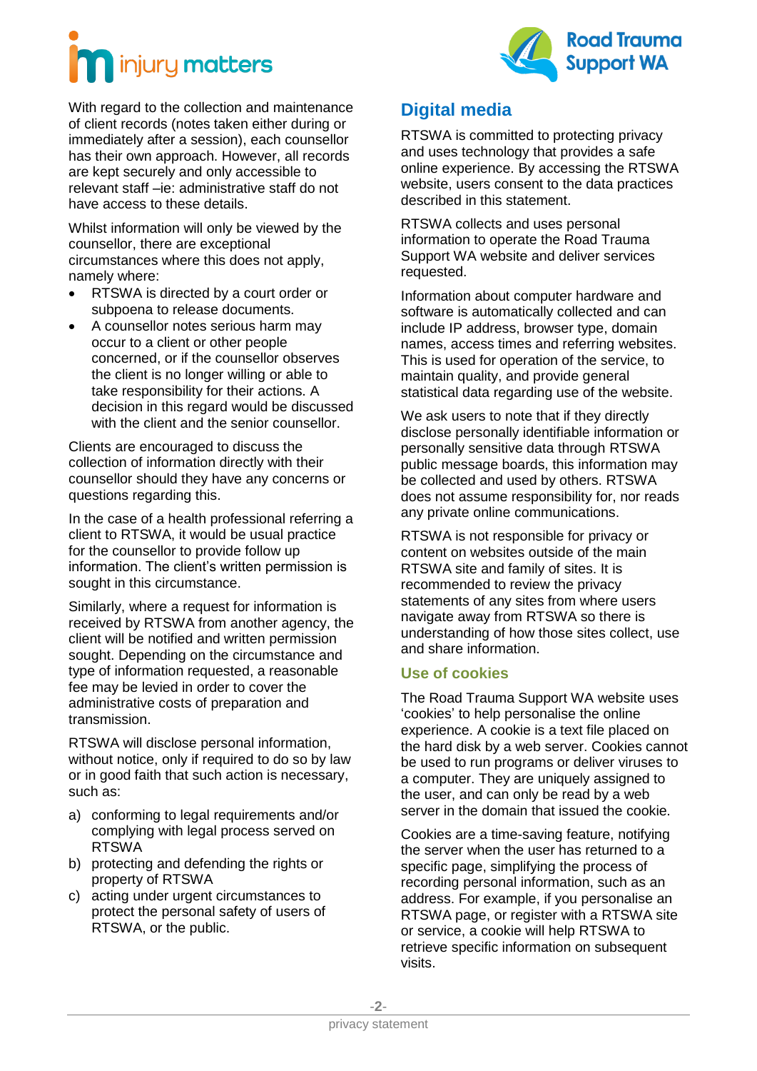With regard to the collection and maintenance of client records (notes taken either during or immediately after a session), each counsellor has their own approach. However, all records are kept securely and only accessible to relevant staff –ie: administrative staff do not have access to these details.

Whilst information will only be viewed by the counsellor, there are exceptional circumstances where this does not apply, namely where:

- RTSWA is directed by a court order or subpoena to release documents.
- A counsellor notes serious harm may occur to a client or other people concerned, or if the counsellor observes the client is no longer willing or able to take responsibility for their actions. A decision in this regard would be discussed with the client and the senior counsellor.

Clients are encouraged to discuss the collection of information directly with their counsellor should they have any concerns or questions regarding this.

In the case of a health professional referring a client to RTSWA, it would be usual practice for the counsellor to provide follow up information. The client's written permission is sought in this circumstance.

Similarly, where a request for information is received by RTSWA from another agency, the client will be notified and written permission sought. Depending on the circumstance and type of information requested, a reasonable fee may be levied in order to cover the administrative costs of preparation and transmission.

RTSWA will disclose personal information, without notice, only if required to do so by law or in good faith that such action is necessary, such as:

a) conforming to legal requirements and/or complying with legal process served on RTSWA
b) protecting and defending the rights or property of RTSWA
c) acting under urgent circumstances to protect the personal safety of users of RTSWA, or the public.

## Digital media

RTSWA is committed to protecting privacy and uses technology that provides a safe online experience. By accessing the RTSWA website, users consent to the data practices described in this statement.

RTSWA collects and uses personal information to operate the Road Trauma Support WA website and deliver services requested.

Information about computer hardware and software is automatically collected and can include IP address, browser type, domain names, access times and referring websites. This is used for operation of the service, to maintain quality, and provide general statistical data regarding use of the website.

We ask users to note that if they directly disclose personally identifiable information or personally sensitive data through RTSWA public message boards, this information may be collected and used by others. RTSWA does not assume responsibility for, nor reads any private online communications.

RTSWA is not responsible for privacy or content on websites outside of the main RTSWA site and family of sites. It is recommended to review the privacy statements of any sites from where users navigate away from RTSWA so there is understanding of how those sites collect, use and share information.

### Use of cookies

The Road Trauma Support WA website uses 'cookies' to help personalise the online experience. A cookie is a text file placed on the hard disk by a web server. Cookies cannot be used to run programs or deliver viruses to a computer. They are uniquely assigned to the user, and can only be read by a web server in the domain that issued the cookie.

Cookies are a time-saving feature, notifying the server when the user has returned to a specific page, simplifying the process of recording personal information, such as an address. For example, if you personalise an RTSWA page, or register with a RTSWA site or service, a cookie will help RTSWA to retrieve specific information on subsequent visits.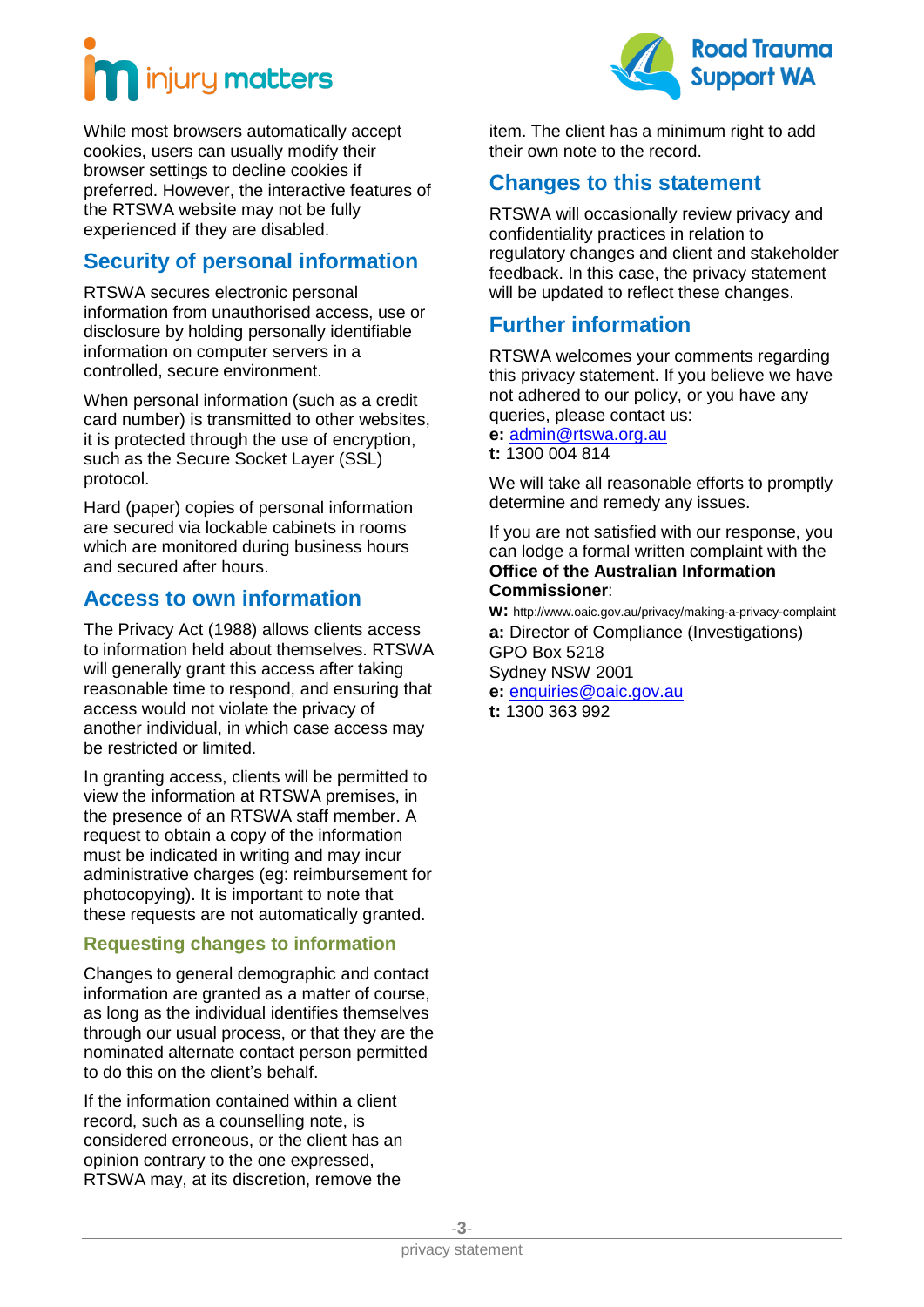While most browsers automatically accept cookies, users can usually modify their browser settings to decline cookies if preferred. However, the interactive features of the RTSWA website may not be fully experienced if they are disabled.

## Security of personal information

RTSWA secures electronic personal information from unauthorised access, use or disclosure by holding personally identifiable information on computer servers in a controlled, secure environment.

When personal information (such as a credit card number) is transmitted to other websites, it is protected through the use of encryption, such as the Secure Socket Layer (SSL) protocol.

Hard (paper) copies of personal information are secured via lockable cabinets in rooms which are monitored during business hours and secured after hours.

## Access to own information

The Privacy Act (1988) allows clients access to information held about themselves. RTSWA will generally grant this access after taking reasonable time to respond, and ensuring that access would not violate the privacy of another individual, in which case access may be restricted or limited.

In granting access, clients will be permitted to view the information at RTSWA premises, in the presence of an RTSWA staff member. A request to obtain a copy of the information must be indicated in writing and may incur administrative charges (eg: reimbursement for photocopying). It is important to note that these requests are not automatically granted.

### Requesting changes to information

Changes to general demographic and contact information are granted as a matter of course, as long as the individual identifies themselves through our usual process, or that they are the nominated alternate contact person permitted to do this on the client's behalf.

If the information contained within a client record, such as a counselling note, is considered erroneous, or the client has an opinion contrary to the one expressed, RTSWA may, at its discretion, remove the item. The client has a minimum right to add their own note to the record.

## Changes to this statement

RTSWA will occasionally review privacy and confidentiality practices in relation to regulatory changes and client and stakeholder feedback. In this case, the privacy statement will be updated to reflect these changes.

## Further information

RTSWA welcomes your comments regarding this privacy statement. If you believe we have not adhered to our policy, or you have any queries, please contact us:
**e:** admin@rtswa.org.au
**t:** 1300 004 814

We will take all reasonable efforts to promptly determine and remedy any issues.

If you are not satisfied with our response, you can lodge a formal written complaint with the **Office of the Australian Information Commissioner**:
**w:** http://www.oaic.gov.au/privacy/making-a-privacy-complaint
**a:** Director of Compliance (Investigations)
GPO Box 5218
Sydney NSW 2001
**e:** enquiries@oaic.gov.au
**t:** 1300 363 992